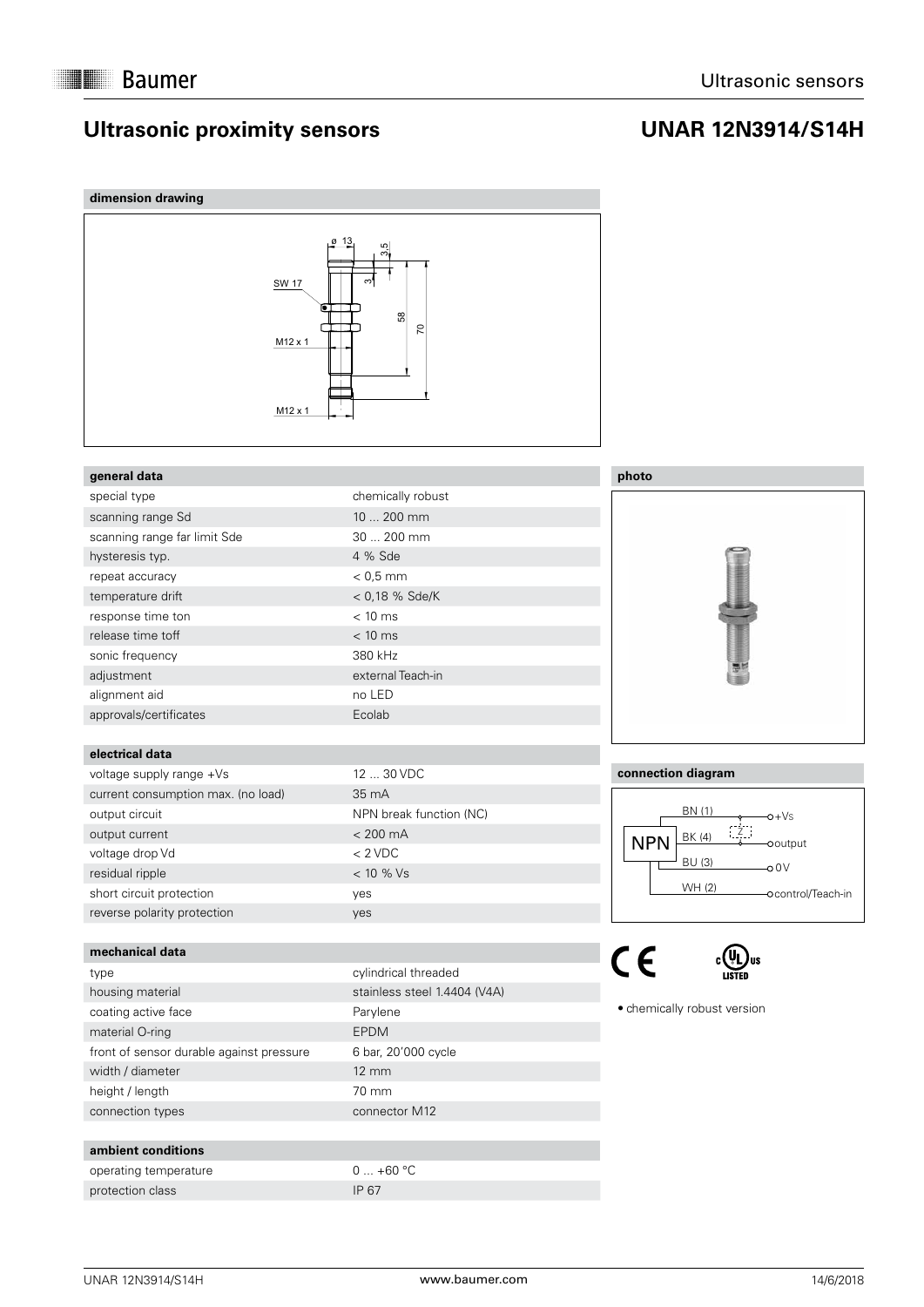# Ultrasonic proximity sensors

# UNAR 12N3914/S14H

## dimension drawing

ø 13
3,5
3
SW 17
58
70
M12 x 1
M12 x 1

## general data

| | |
|---|---|
| special type | chemically robust |
| scanning range Sd | 10 ... 200 mm |
| scanning range far limit Sde | 30 ... 200 mm |
| hysteresis typ. | 4 % Sde |
| repeat accuracy | < 0,5 mm |
| temperature drift | < 0,18 % Sde/K |
| response time ton | < 10 ms |
| release time toff | < 10 ms |
| sonic frequency | 380 kHz |
| adjustment | external Teach-in |
| alignment aid | no LED |
| approvals/certificates | Ecolab |

## electrical data

| | |
|---|---|
| voltage supply range +Vs | 12 ... 30 VDC |
| current consumption max. (no load) | 35 mA |
| output circuit | NPN break function (NC) |
| output current | < 200 mA |
| voltage drop Vd | < 2 VDC |
| residual ripple | < 10 % Vs |
| short circuit protection | yes |
| reverse polarity protection | yes |

## mechanical data

| | |
|---|---|
| type | cylindrical threaded |
| housing material | stainless steel 1.4404 (V4A) |
| coating active face | Parylene |
| material O-ring | EPDM |
| front of sensor durable against pressure | 6 bar, 20'000 cycle |
| width / diameter | 12 mm |
| height / length | 70 mm |
| connection types | connector M12 |

## ambient conditions

| | |
|---|---|
| operating temperature | 0 ... +60 °C |
| protection class | IP 67 |

## photo

## connection diagram

NPN
BN (1) +Vs
BK (4) Z output
BU (3) 0 V
WH (2) control/Teach-in

- chemically robust version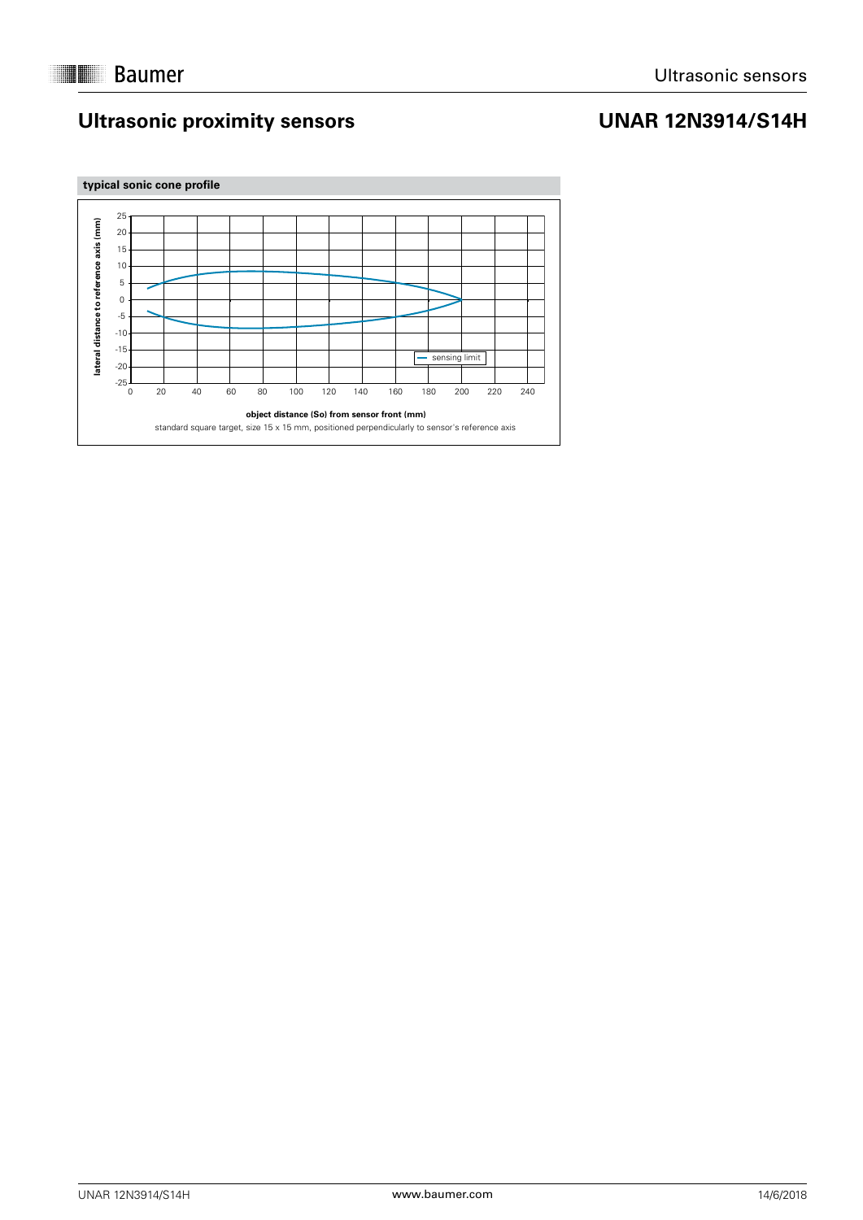## Ultrasonic proximity sensors

## UNAR 12N3914/S14H

**typical sonic cone profile**

lateral distance to reference axis (mm)

25
20
15
10
5
0
-5
-10
-15
-20
-25

0 20 40 60 80 100 120 140 160 180 200 220 240

sensing limit

**object distance (So) from sensor front (mm)**

standard square target, size 15 x 15 mm, positioned perpendicularly to sensor's reference axis